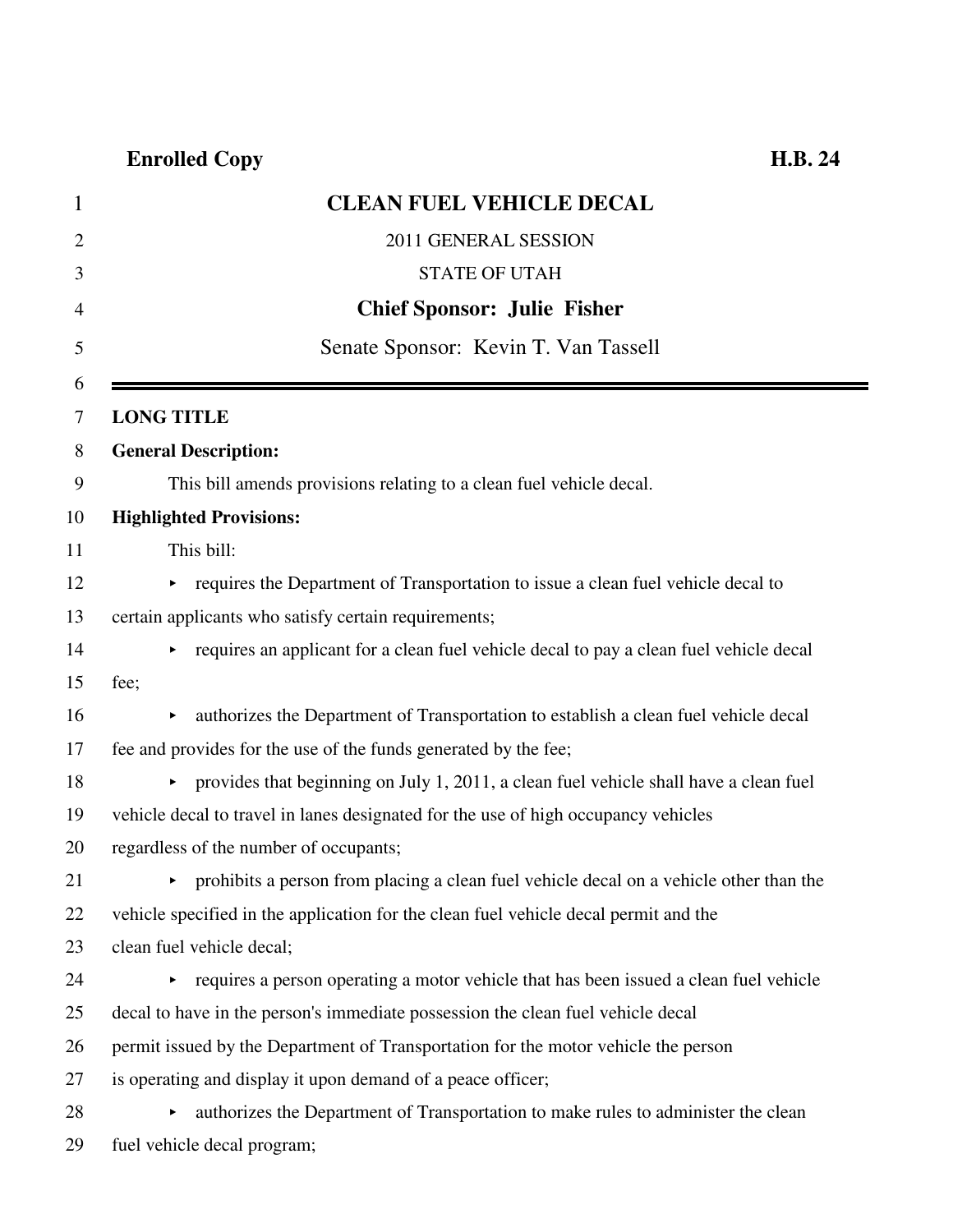**Enrolled Copy** **H.B. 24**

# CLEAN FUEL VEHICLE DECAL

2011 GENERAL SESSION

STATE OF UTAH

**Chief Sponsor: Julie Fisher**

Senate Sponsor: Kevin T. Van Tassell

---

**LONG TITLE**

**General Description:**

This bill amends provisions relating to a clean fuel vehicle decal.

**Highlighted Provisions:**

This bill:

- requires the Department of Transportation to issue a clean fuel vehicle decal to certain applicants who satisfy certain requirements;
- requires an applicant for a clean fuel vehicle decal to pay a clean fuel vehicle decal fee;
- authorizes the Department of Transportation to establish a clean fuel vehicle decal fee and provides for the use of the funds generated by the fee;
- provides that beginning on July 1, 2011, a clean fuel vehicle shall have a clean fuel vehicle decal to travel in lanes designated for the use of high occupancy vehicles regardless of the number of occupants;
- prohibits a person from placing a clean fuel vehicle decal on a vehicle other than the vehicle specified in the application for the clean fuel vehicle decal permit and the clean fuel vehicle decal;
- requires a person operating a motor vehicle that has been issued a clean fuel vehicle decal to have in the person's immediate possession the clean fuel vehicle decal permit issued by the Department of Transportation for the motor vehicle the person is operating and display it upon demand of a peace officer;
- authorizes the Department of Transportation to make rules to administer the clean fuel vehicle decal program;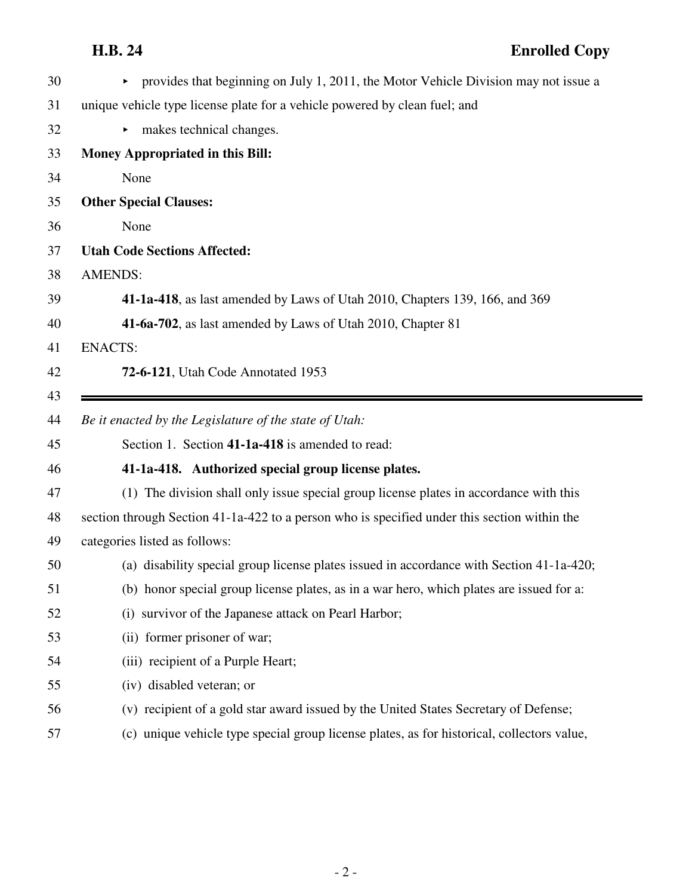- provides that beginning on July 1, 2011, the Motor Vehicle Division may not issue a unique vehicle type license plate for a vehicle powered by clean fuel; and
- makes technical changes.

**Money Appropriated in this Bill:**

None

**Other Special Clauses:**

None

**Utah Code Sections Affected:**

AMENDS:

**41-1a-418**, as last amended by Laws of Utah 2010, Chapters 139, 166, and 369

**41-6a-702**, as last amended by Laws of Utah 2010, Chapter 81

ENACTS:

**72-6-121**, Utah Code Annotated 1953

---

*Be it enacted by the Legislature of the state of Utah:*

Section 1. Section **41-1a-418** is amended to read:

**41-1a-418. Authorized special group license plates.**

(1) The division shall only issue special group license plates in accordance with this section through Section 41-1a-422 to a person who is specified under this section within the categories listed as follows:

(a) disability special group license plates issued in accordance with Section 41-1a-420;

(b) honor special group license plates, as in a war hero, which plates are issued for a:

(i) survivor of the Japanese attack on Pearl Harbor;

(ii) former prisoner of war;

(iii) recipient of a Purple Heart;

(iv) disabled veteran; or

(v) recipient of a gold star award issued by the United States Secretary of Defense;

(c) unique vehicle type special group license plates, as for historical, collectors value,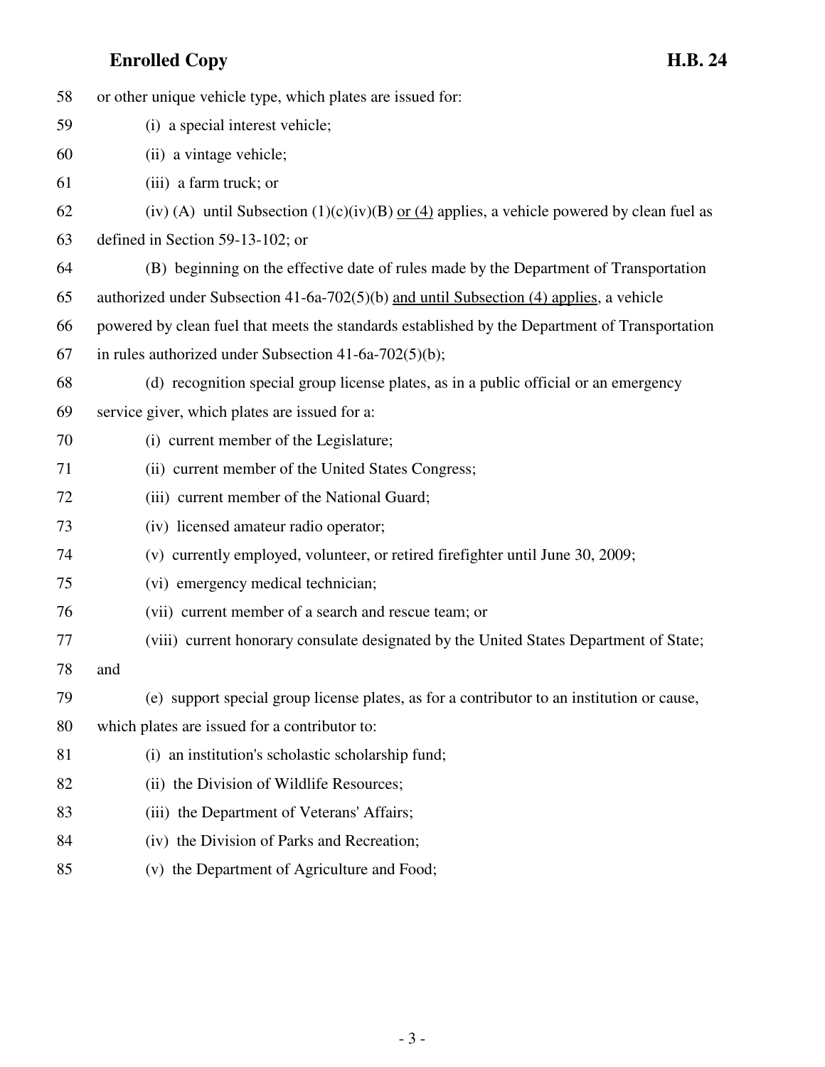58 or other unique vehicle type, which plates are issued for:

59 (i) a special interest vehicle;

60 (ii) a vintage vehicle;

61 (iii) a farm truck; or

62 (iv) (A) until Subsection (1)(c)(iv)(B) <u>or (4)</u> applies, a vehicle powered by clean fuel as

63 defined in Section 59-13-102; or

64 (B) beginning on the effective date of rules made by the Department of Transportation

65 authorized under Subsection 41-6a-702(5)(b) <u>and until Subsection (4) applies</u>, a vehicle

66 powered by clean fuel that meets the standards established by the Department of Transportation

67 in rules authorized under Subsection 41-6a-702(5)(b);

68 (d) recognition special group license plates, as in a public official or an emergency

69 service giver, which plates are issued for a:

70 (i) current member of the Legislature;

71 (ii) current member of the United States Congress;

72 (iii) current member of the National Guard;

73 (iv) licensed amateur radio operator;

74 (v) currently employed, volunteer, or retired firefighter until June 30, 2009;

75 (vi) emergency medical technician;

76 (vii) current member of a search and rescue team; or

77 (viii) current honorary consulate designated by the United States Department of State;

78 and

79 (e) support special group license plates, as for a contributor to an institution or cause,

80 which plates are issued for a contributor to:

81 (i) an institution's scholastic scholarship fund;

82 (ii) the Division of Wildlife Resources;

83 (iii) the Department of Veterans' Affairs;

84 (iv) the Division of Parks and Recreation;

85 (v) the Department of Agriculture and Food;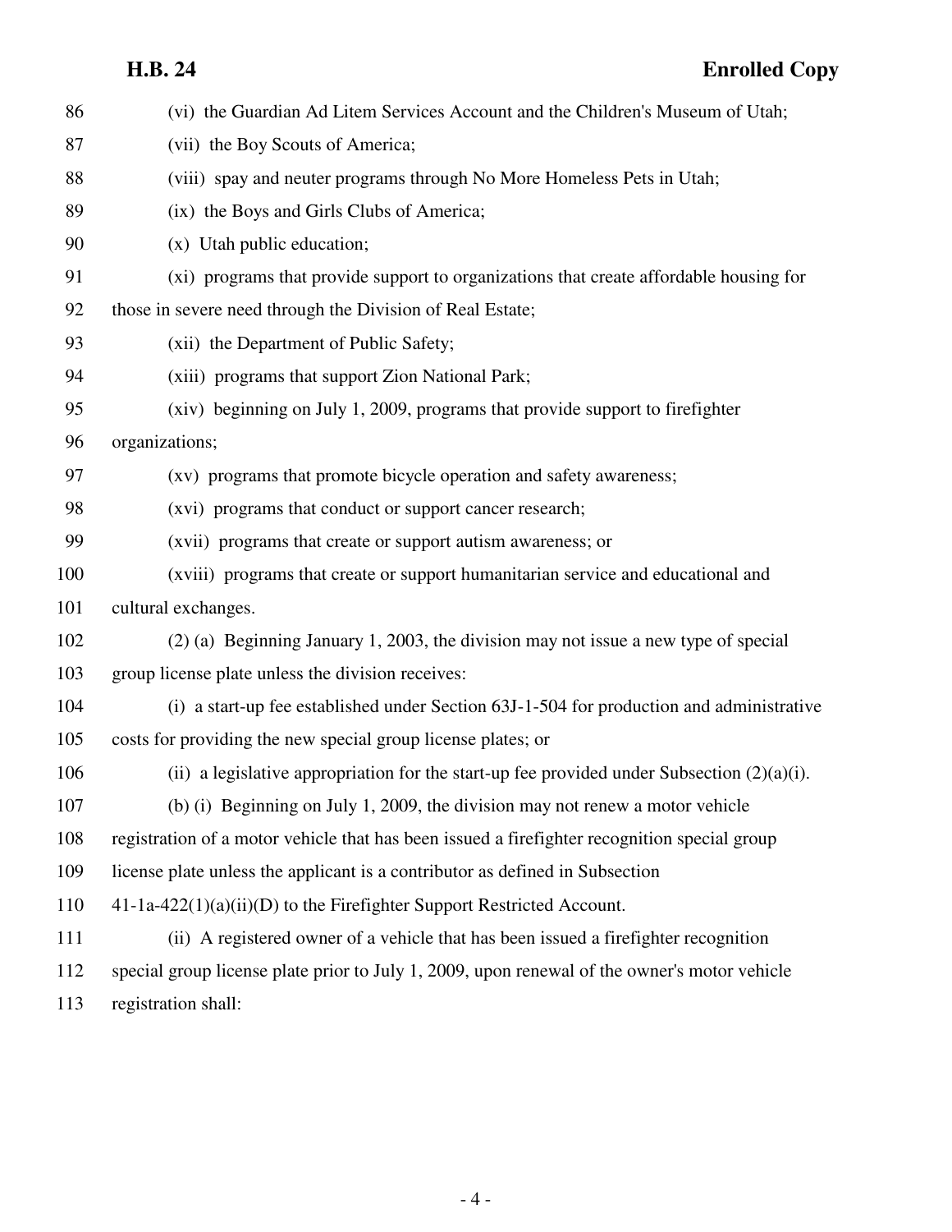(vi) the Guardian Ad Litem Services Account and the Children's Museum of Utah;

(vii) the Boy Scouts of America;

(viii) spay and neuter programs through No More Homeless Pets in Utah;

(ix) the Boys and Girls Clubs of America;

(x) Utah public education;

(xi) programs that provide support to organizations that create affordable housing for those in severe need through the Division of Real Estate;

(xii) the Department of Public Safety;

(xiii) programs that support Zion National Park;

(xiv) beginning on July 1, 2009, programs that provide support to firefighter organizations;

(xv) programs that promote bicycle operation and safety awareness;

(xvi) programs that conduct or support cancer research;

(xvii) programs that create or support autism awareness; or

(xviii) programs that create or support humanitarian service and educational and cultural exchanges.

(2) (a) Beginning January 1, 2003, the division may not issue a new type of special group license plate unless the division receives:

(i) a start-up fee established under Section 63J-1-504 for production and administrative costs for providing the new special group license plates; or

(ii) a legislative appropriation for the start-up fee provided under Subsection (2)(a)(i).

(b) (i) Beginning on July 1, 2009, the division may not renew a motor vehicle registration of a motor vehicle that has been issued a firefighter recognition special group license plate unless the applicant is a contributor as defined in Subsection 41-1a-422(1)(a)(ii)(D) to the Firefighter Support Restricted Account.

(ii) A registered owner of a vehicle that has been issued a firefighter recognition special group license plate prior to July 1, 2009, upon renewal of the owner's motor vehicle registration shall: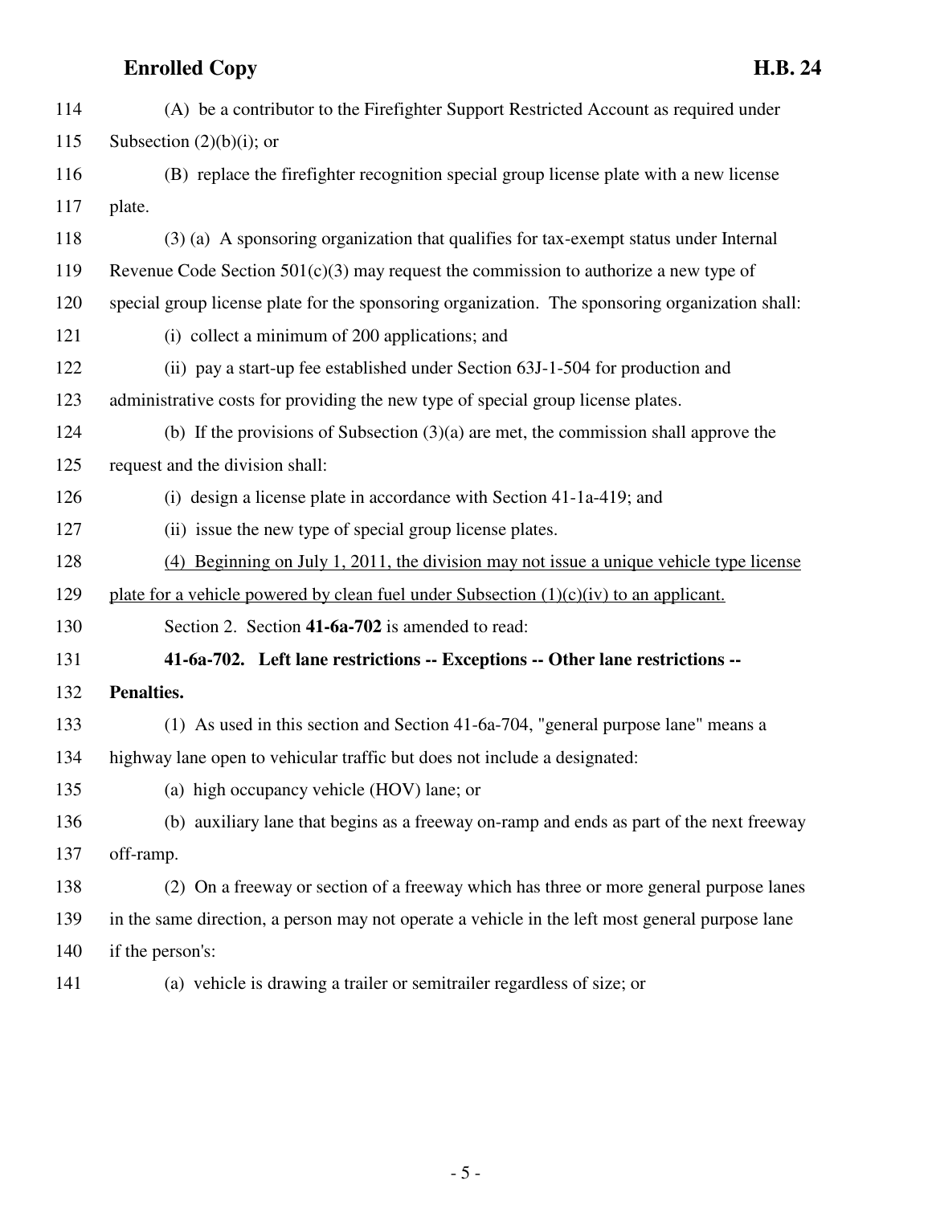114 (A) be a contributor to the Firefighter Support Restricted Account as required under
115 Subsection (2)(b)(i); or
116 (B) replace the firefighter recognition special group license plate with a new license
117 plate.
118 (3) (a) A sponsoring organization that qualifies for tax-exempt status under Internal
119 Revenue Code Section 501(c)(3) may request the commission to authorize a new type of
120 special group license plate for the sponsoring organization. The sponsoring organization shall:
121 (i) collect a minimum of 200 applications; and
122 (ii) pay a start-up fee established under Section 63J-1-504 for production and
123 administrative costs for providing the new type of special group license plates.
124 (b) If the provisions of Subsection (3)(a) are met, the commission shall approve the
125 request and the division shall:
126 (i) design a license plate in accordance with Section 41-1a-419; and
127 (ii) issue the new type of special group license plates.
128 <u>(4) Beginning on July 1, 2011, the division may not issue a unique vehicle type license</u>
129 <u>plate for a vehicle powered by clean fuel under Subsection (1)(c)(iv) to an applicant.</u>
130 Section 2. Section **41-6a-702** is amended to read:
131 **41-6a-702. Left lane restrictions -- Exceptions -- Other lane restrictions --**
132 **Penalties.**
133 (1) As used in this section and Section 41-6a-704, "general purpose lane" means a
134 highway lane open to vehicular traffic but does not include a designated:
135 (a) high occupancy vehicle (HOV) lane; or
136 (b) auxiliary lane that begins as a freeway on-ramp and ends as part of the next freeway
137 off-ramp.
138 (2) On a freeway or section of a freeway which has three or more general purpose lanes
139 in the same direction, a person may not operate a vehicle in the left most general purpose lane
140 if the person's:
141 (a) vehicle is drawing a trailer or semitrailer regardless of size; or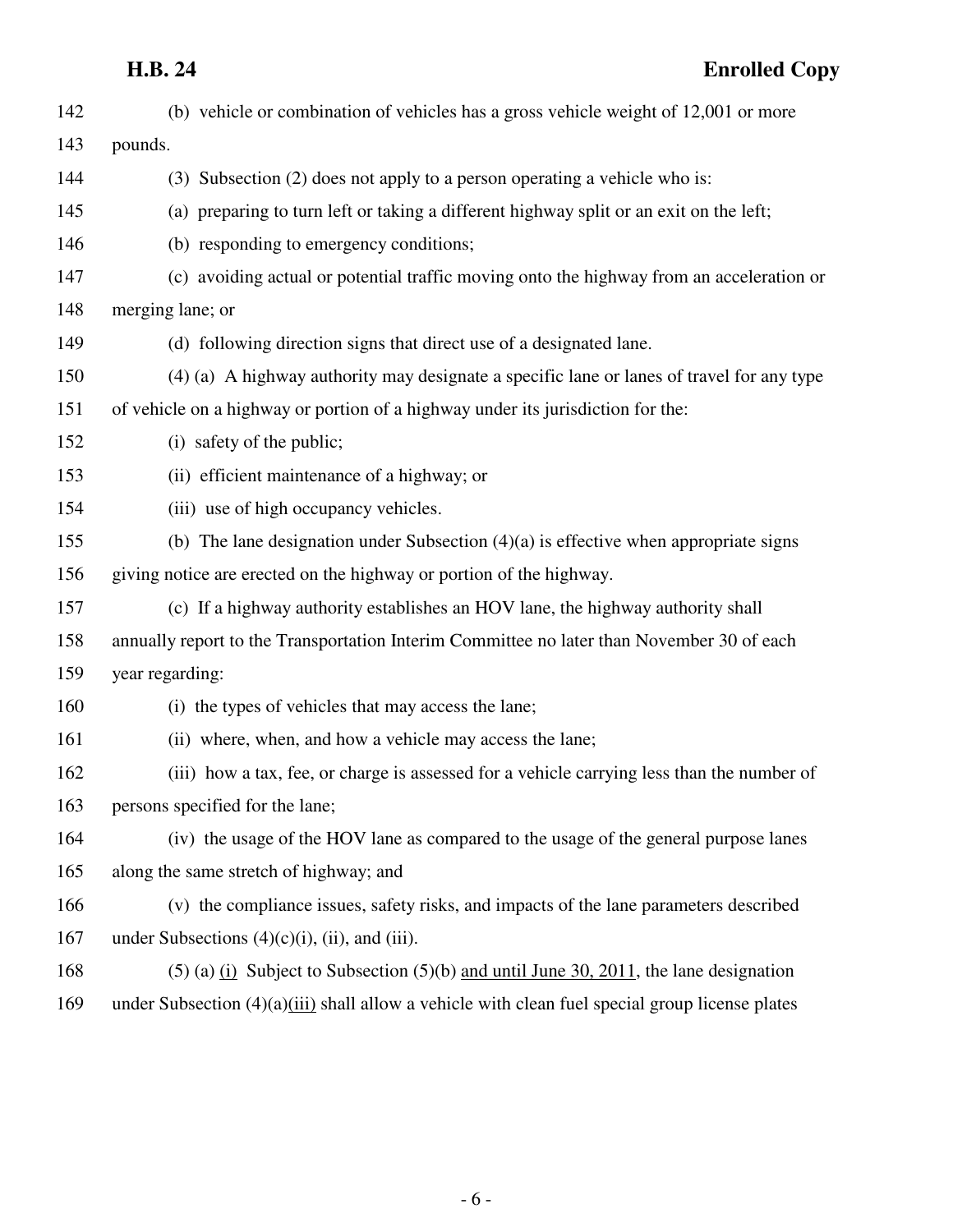(b) vehicle or combination of vehicles has a gross vehicle weight of 12,001 or more pounds.

(3) Subsection (2) does not apply to a person operating a vehicle who is:

(a) preparing to turn left or taking a different highway split or an exit on the left;

(b) responding to emergency conditions;

(c) avoiding actual or potential traffic moving onto the highway from an acceleration or merging lane; or

(d) following direction signs that direct use of a designated lane.

(4) (a) A highway authority may designate a specific lane or lanes of travel for any type of vehicle on a highway or portion of a highway under its jurisdiction for the:

(i) safety of the public;

(ii) efficient maintenance of a highway; or

(iii) use of high occupancy vehicles.

(b) The lane designation under Subsection (4)(a) is effective when appropriate signs giving notice are erected on the highway or portion of the highway.

(c) If a highway authority establishes an HOV lane, the highway authority shall annually report to the Transportation Interim Committee no later than November 30 of each year regarding:

(i) the types of vehicles that may access the lane;

(ii) where, when, and how a vehicle may access the lane;

(iii) how a tax, fee, or charge is assessed for a vehicle carrying less than the number of persons specified for the lane;

(iv) the usage of the HOV lane as compared to the usage of the general purpose lanes along the same stretch of highway; and

(v) the compliance issues, safety risks, and impacts of the lane parameters described under Subsections (4)(c)(i), (ii), and (iii).

(5) (a) <u>(i)</u> Subject to Subsection (5)(b) <u>and until June 30, 2011</u>, the lane designation under Subsection (4)(a)<u>(iii)</u> shall allow a vehicle with clean fuel special group license plates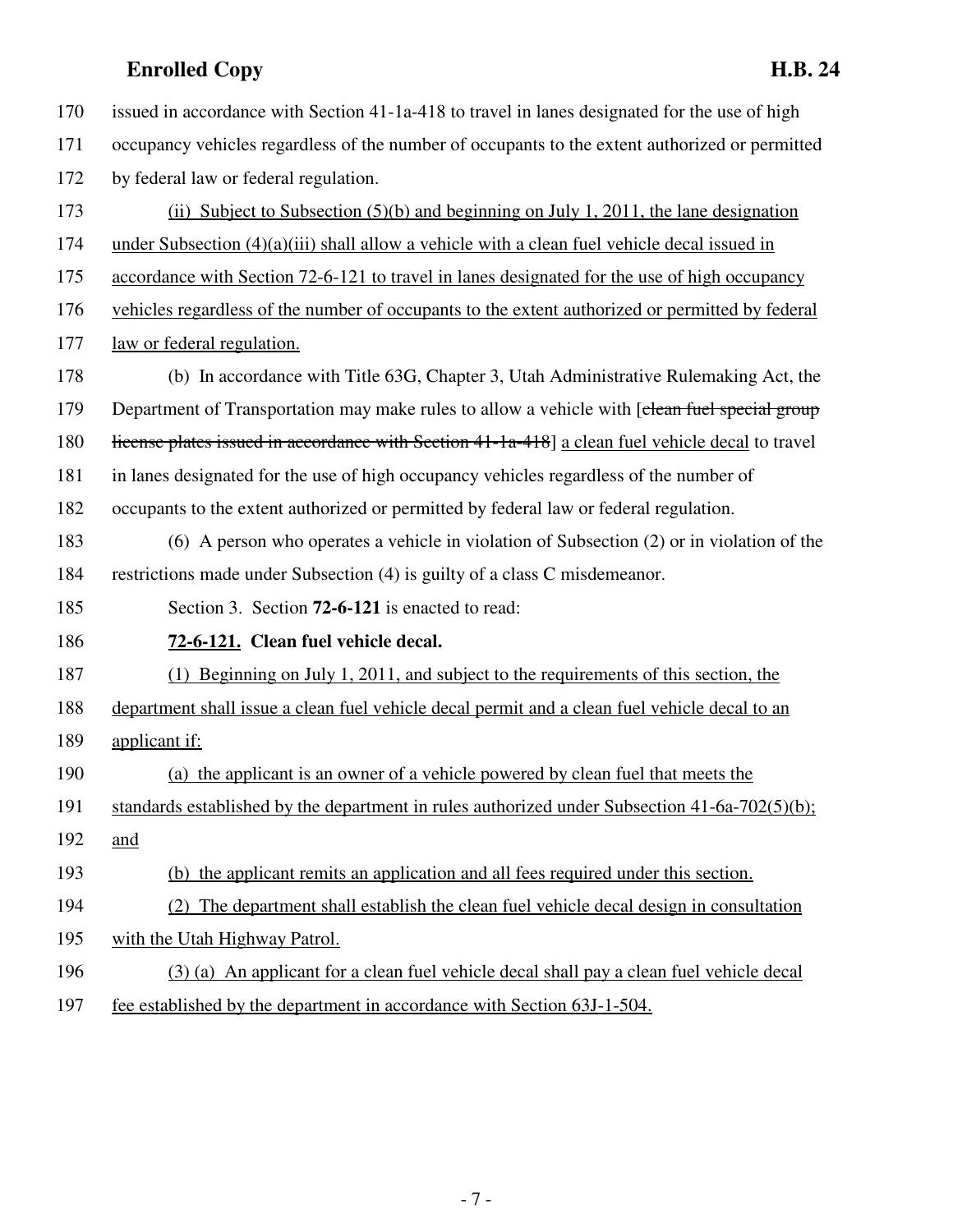170 issued in accordance with Section 41-1a-418 to travel in lanes designated for the use of high
171 occupancy vehicles regardless of the number of occupants to the extent authorized or permitted
172 by federal law or federal regulation.

173 (ii) Subject to Subsection (5)(b) and beginning on July 1, 2011, the lane designation
174 under Subsection (4)(a)(iii) shall allow a vehicle with a clean fuel vehicle decal issued in
175 accordance with Section 72-6-121 to travel in lanes designated for the use of high occupancy
176 vehicles regardless of the number of occupants to the extent authorized or permitted by federal
177 law or federal regulation.

178 (b) In accordance with Title 63G, Chapter 3, Utah Administrative Rulemaking Act, the
179 Department of Transportation may make rules to allow a vehicle with [~~clean fuel special group~~
180 ~~license plates issued in accordance with Section 41-1a-418~~] a clean fuel vehicle decal to travel
181 in lanes designated for the use of high occupancy vehicles regardless of the number of
182 occupants to the extent authorized or permitted by federal law or federal regulation.

183 (6) A person who operates a vehicle in violation of Subsection (2) or in violation of the
184 restrictions made under Subsection (4) is guilty of a class C misdemeanor.

185 Section 3. Section **72-6-121** is enacted to read:

186 **72-6-121. Clean fuel vehicle decal.**

187 (1) Beginning on July 1, 2011, and subject to the requirements of this section, the
188 department shall issue a clean fuel vehicle decal permit and a clean fuel vehicle decal to an
189 applicant if:

190 (a) the applicant is an owner of a vehicle powered by clean fuel that meets the
191 standards established by the department in rules authorized under Subsection 41-6a-702(5)(b);
192 and

193 (b) the applicant remits an application and all fees required under this section.

194 (2) The department shall establish the clean fuel vehicle decal design in consultation
195 with the Utah Highway Patrol.

196 (3) (a) An applicant for a clean fuel vehicle decal shall pay a clean fuel vehicle decal
197 fee established by the department in accordance with Section 63J-1-504.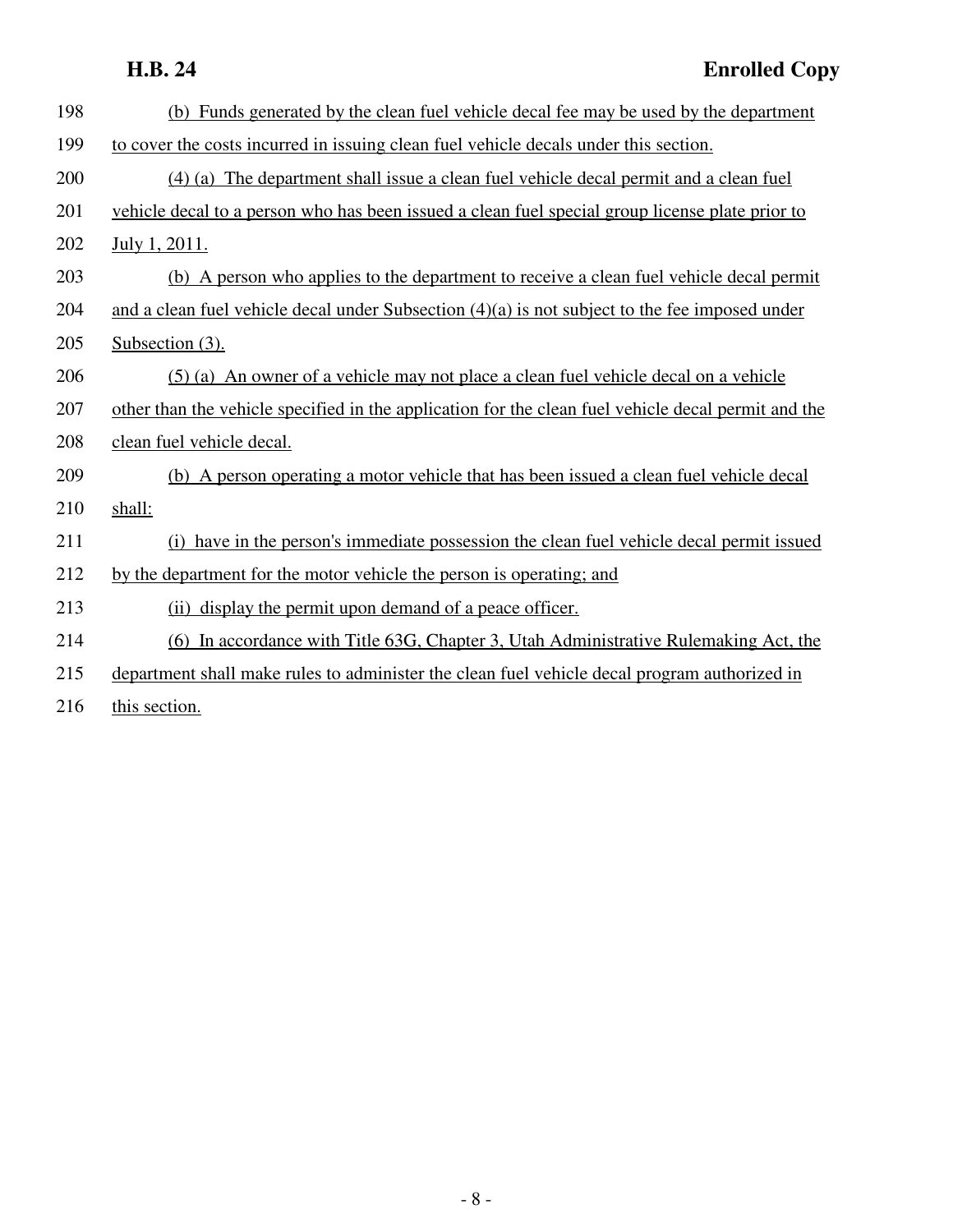(b) Funds generated by the clean fuel vehicle decal fee may be used by the department to cover the costs incurred in issuing clean fuel vehicle decals under this section.

(4) (a) The department shall issue a clean fuel vehicle decal permit and a clean fuel vehicle decal to a person who has been issued a clean fuel special group license plate prior to July 1, 2011.

(b) A person who applies to the department to receive a clean fuel vehicle decal permit and a clean fuel vehicle decal under Subsection (4)(a) is not subject to the fee imposed under Subsection (3).

(5) (a) An owner of a vehicle may not place a clean fuel vehicle decal on a vehicle other than the vehicle specified in the application for the clean fuel vehicle decal permit and the clean fuel vehicle decal.

(b) A person operating a motor vehicle that has been issued a clean fuel vehicle decal shall:

(i) have in the person's immediate possession the clean fuel vehicle decal permit issued by the department for the motor vehicle the person is operating; and

(ii) display the permit upon demand of a peace officer.

(6) In accordance with Title 63G, Chapter 3, Utah Administrative Rulemaking Act, the department shall make rules to administer the clean fuel vehicle decal program authorized in this section.